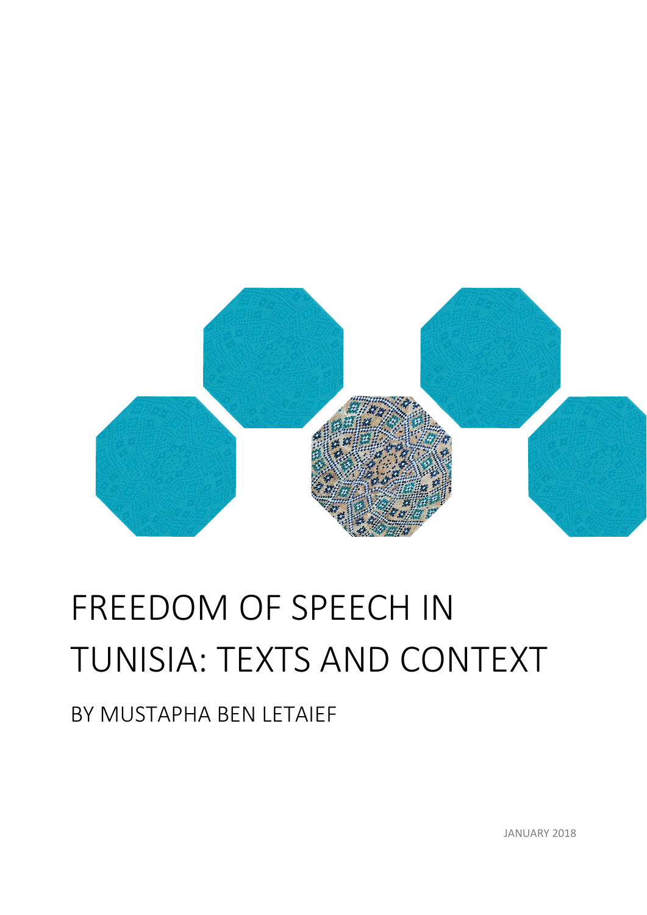# FREEDOM OF SPEECH IN TUNISIA: TEXTS AND CONTEXT

BY MUSTAPHA BEN LETAIEF

JANUARY 2018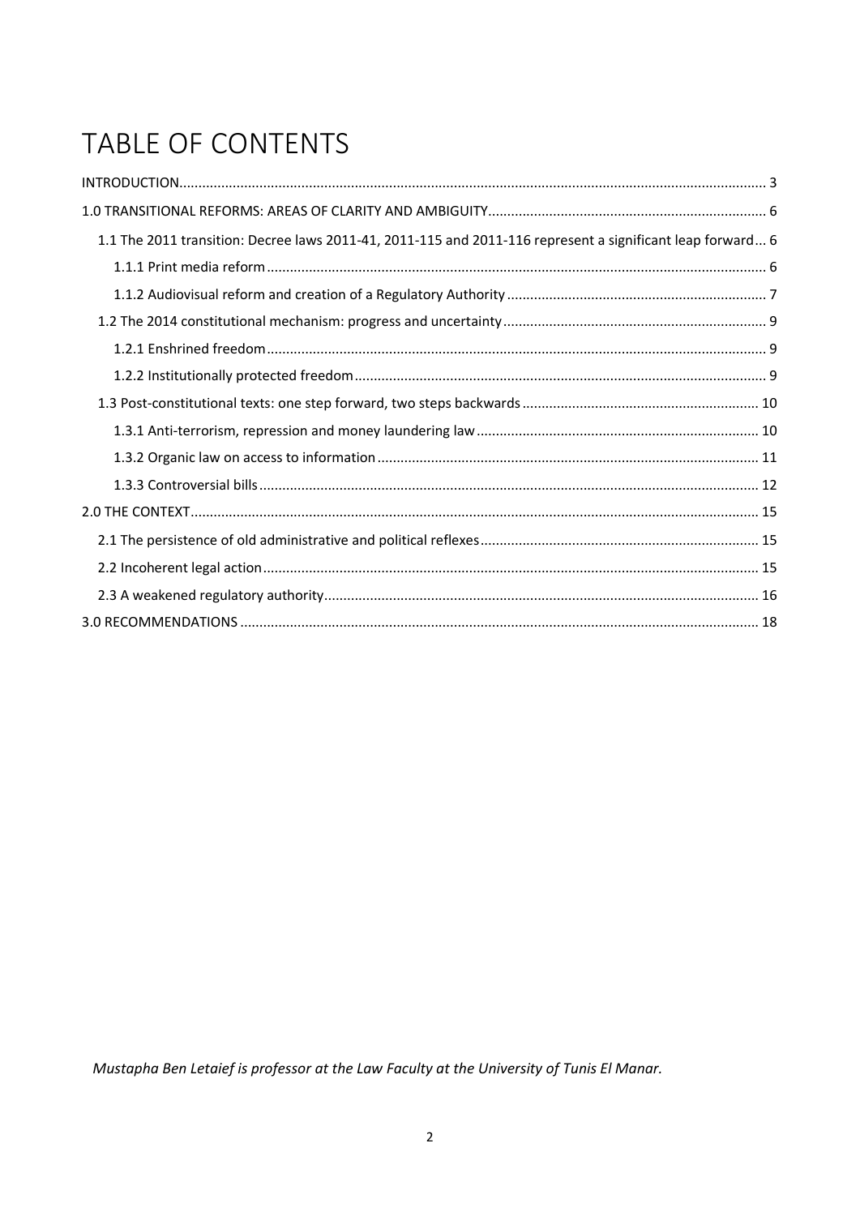# TABLE OF CONTENTS

INTRODUCTION ........ 3

1.0 TRANSITIONAL REFORMS: AREAS OF CLARITY AND AMBIGUITY ........ 6

- 1.1 The 2011 transition: Decree laws 2011-41, 2011-115 and 2011-116 represent a significant leap forward ... 6
  - 1.1.1 Print media reform ........ 6
  - 1.1.2 Audiovisual reform and creation of a Regulatory Authority ........ 7
- 1.2 The 2014 constitutional mechanism: progress and uncertainty ........ 9
  - 1.2.1 Enshrined freedom ........ 9
  - 1.2.2 Institutionally protected freedom ........ 9
- 1.3 Post-constitutional texts: one step forward, two steps backwards ........ 10
  - 1.3.1 Anti-terrorism, repression and money laundering law ........ 10
  - 1.3.2 Organic law on access to information ........ 11
  - 1.3.3 Controversial bills ........ 12

2.0 THE CONTEXT ........ 15

- 2.1 The persistence of old administrative and political reflexes ........ 15
- 2.2 Incoherent legal action ........ 15
- 2.3 A weakened regulatory authority ........ 16

3.0 RECOMMENDATIONS ........ 18

*Mustapha Ben Letaief is professor at the Law Faculty at the University of Tunis El Manar.*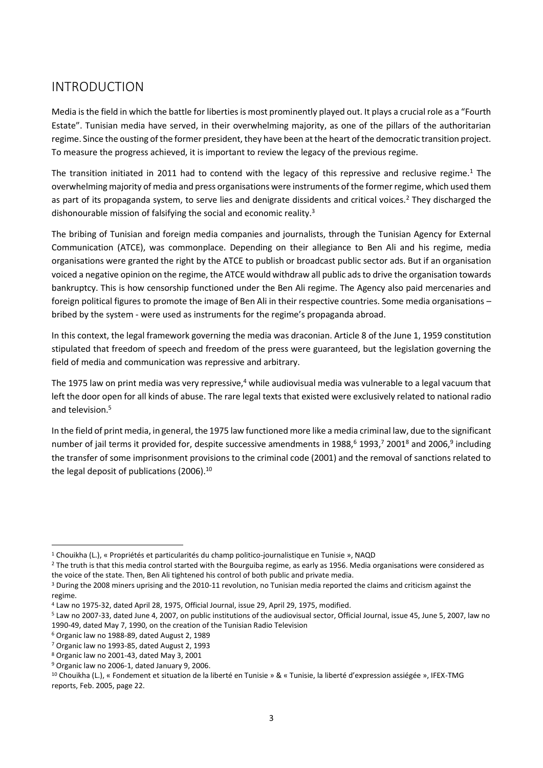## INTRODUCTION

Media is the field in which the battle for liberties is most prominently played out. It plays a crucial role as a "Fourth Estate". Tunisian media have served, in their overwhelming majority, as one of the pillars of the authoritarian regime. Since the ousting of the former president, they have been at the heart of the democratic transition project. To measure the progress achieved, it is important to review the legacy of the previous regime.

The transition initiated in 2011 had to contend with the legacy of this repressive and reclusive regime.[1] The overwhelming majority of media and press organisations were instruments of the former regime, which used them as part of its propaganda system, to serve lies and denigrate dissidents and critical voices.[2] They discharged the dishonourable mission of falsifying the social and economic reality.[3]

The bribing of Tunisian and foreign media companies and journalists, through the Tunisian Agency for External Communication (ATCE), was commonplace. Depending on their allegiance to Ben Ali and his regime, media organisations were granted the right by the ATCE to publish or broadcast public sector ads. But if an organisation voiced a negative opinion on the regime, the ATCE would withdraw all public ads to drive the organisation towards bankruptcy. This is how censorship functioned under the Ben Ali regime. The Agency also paid mercenaries and foreign political figures to promote the image of Ben Ali in their respective countries. Some media organisations – bribed by the system - were used as instruments for the regime's propaganda abroad.

In this context, the legal framework governing the media was draconian. Article 8 of the June 1, 1959 constitution stipulated that freedom of speech and freedom of the press were guaranteed, but the legislation governing the field of media and communication was repressive and arbitrary.

The 1975 law on print media was very repressive,[4] while audiovisual media was vulnerable to a legal vacuum that left the door open for all kinds of abuse. The rare legal texts that existed were exclusively related to national radio and television.[5]

In the field of print media, in general, the 1975 law functioned more like a media criminal law, due to the significant number of jail terms it provided for, despite successive amendments in 1988,[6] 1993,[7] 2001[8] and 2006,[9] including the transfer of some imprisonment provisions to the criminal code (2001) and the removal of sanctions related to the legal deposit of publications (2006).[10]

---

[1] Chouikha (L.), « Propriétés et particularités du champ politico-journalistique en Tunisie », NAQD

[2] The truth is that this media control started with the Bourguiba regime, as early as 1956. Media organisations were considered as the voice of the state. Then, Ben Ali tightened his control of both public and private media.

[3] During the 2008 miners uprising and the 2010-11 revolution, no Tunisian media reported the claims and criticism against the regime.

[4] Law no 1975-32, dated April 28, 1975, Official Journal, issue 29, April 29, 1975, modified.

[5] Law no 2007-33, dated June 4, 2007, on public institutions of the audiovisual sector, Official Journal, issue 45, June 5, 2007, law no 1990-49, dated May 7, 1990, on the creation of the Tunisian Radio Television

[6] Organic law no 1988-89, dated August 2, 1989

[7] Organic law no 1993-85, dated August 2, 1993

[8] Organic law no 2001-43, dated May 3, 2001

[9] Organic law no 2006-1, dated January 9, 2006.

[10] Chouikha (L.), « Fondement et situation de la liberté en Tunisie » & « Tunisie, la liberté d'expression assiégée », IFEX-TMG reports, Feb. 2005, page 22.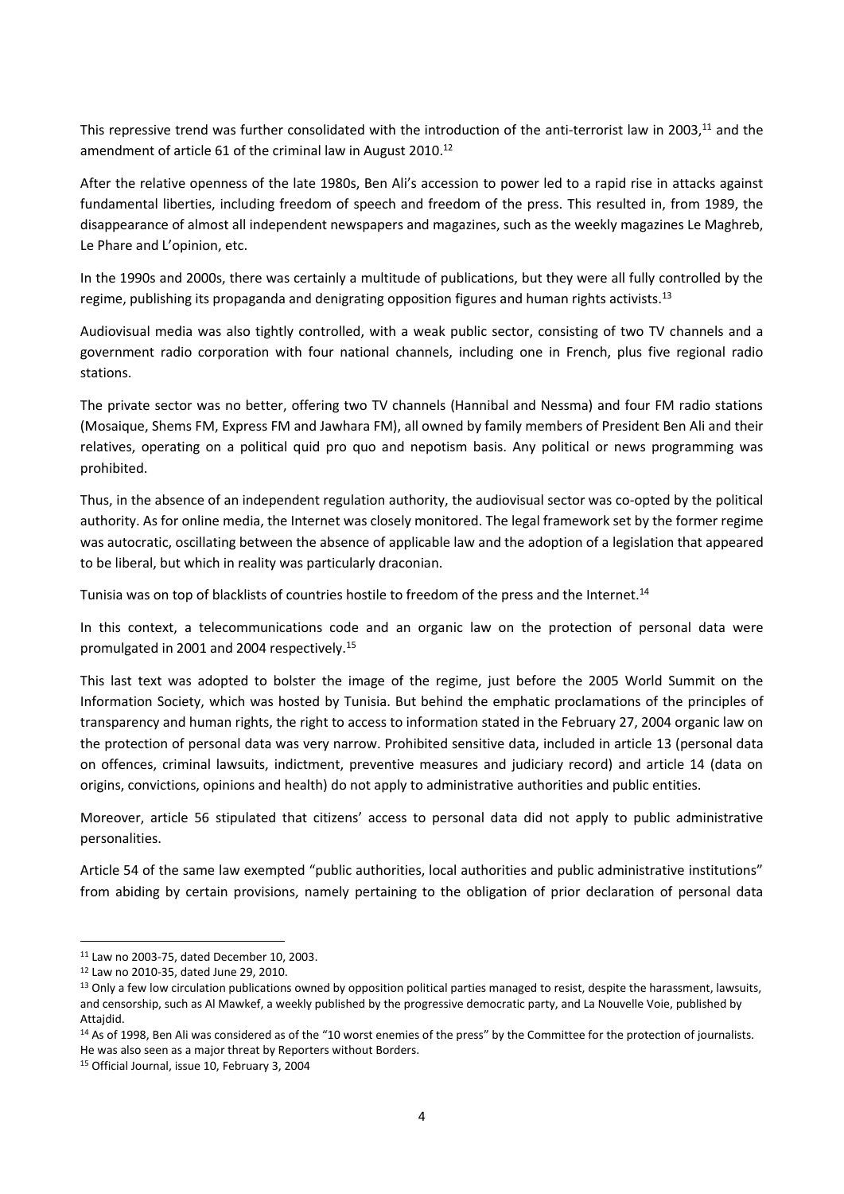This repressive trend was further consolidated with the introduction of the anti-terrorist law in 2003,[11] and the amendment of article 61 of the criminal law in August 2010.[12]

After the relative openness of the late 1980s, Ben Ali's accession to power led to a rapid rise in attacks against fundamental liberties, including freedom of speech and freedom of the press. This resulted in, from 1989, the disappearance of almost all independent newspapers and magazines, such as the weekly magazines Le Maghreb, Le Phare and L'opinion, etc.

In the 1990s and 2000s, there was certainly a multitude of publications, but they were all fully controlled by the regime, publishing its propaganda and denigrating opposition figures and human rights activists.[13]

Audiovisual media was also tightly controlled, with a weak public sector, consisting of two TV channels and a government radio corporation with four national channels, including one in French, plus five regional radio stations.

The private sector was no better, offering two TV channels (Hannibal and Nessma) and four FM radio stations (Mosaique, Shems FM, Express FM and Jawhara FM), all owned by family members of President Ben Ali and their relatives, operating on a political quid pro quo and nepotism basis. Any political or news programming was prohibited.

Thus, in the absence of an independent regulation authority, the audiovisual sector was co-opted by the political authority. As for online media, the Internet was closely monitored. The legal framework set by the former regime was autocratic, oscillating between the absence of applicable law and the adoption of a legislation that appeared to be liberal, but which in reality was particularly draconian.

Tunisia was on top of blacklists of countries hostile to freedom of the press and the Internet.[14]

In this context, a telecommunications code and an organic law on the protection of personal data were promulgated in 2001 and 2004 respectively.[15]

This last text was adopted to bolster the image of the regime, just before the 2005 World Summit on the Information Society, which was hosted by Tunisia. But behind the emphatic proclamations of the principles of transparency and human rights, the right to access to information stated in the February 27, 2004 organic law on the protection of personal data was very narrow. Prohibited sensitive data, included in article 13 (personal data on offences, criminal lawsuits, indictment, preventive measures and judiciary record) and article 14 (data on origins, convictions, opinions and health) do not apply to administrative authorities and public entities.

Moreover, article 56 stipulated that citizens' access to personal data did not apply to public administrative personalities.

Article 54 of the same law exempted "public authorities, local authorities and public administrative institutions" from abiding by certain provisions, namely pertaining to the obligation of prior declaration of personal data

---

[11] Law no 2003-75, dated December 10, 2003.

[12] Law no 2010-35, dated June 29, 2010.

[13] Only a few low circulation publications owned by opposition political parties managed to resist, despite the harassment, lawsuits, and censorship, such as Al Mawkef, a weekly published by the progressive democratic party, and La Nouvelle Voie, published by Attajdid.

[14] As of 1998, Ben Ali was considered as of the "10 worst enemies of the press" by the Committee for the protection of journalists. He was also seen as a major threat by Reporters without Borders.

[15] Official Journal, issue 10, February 3, 2004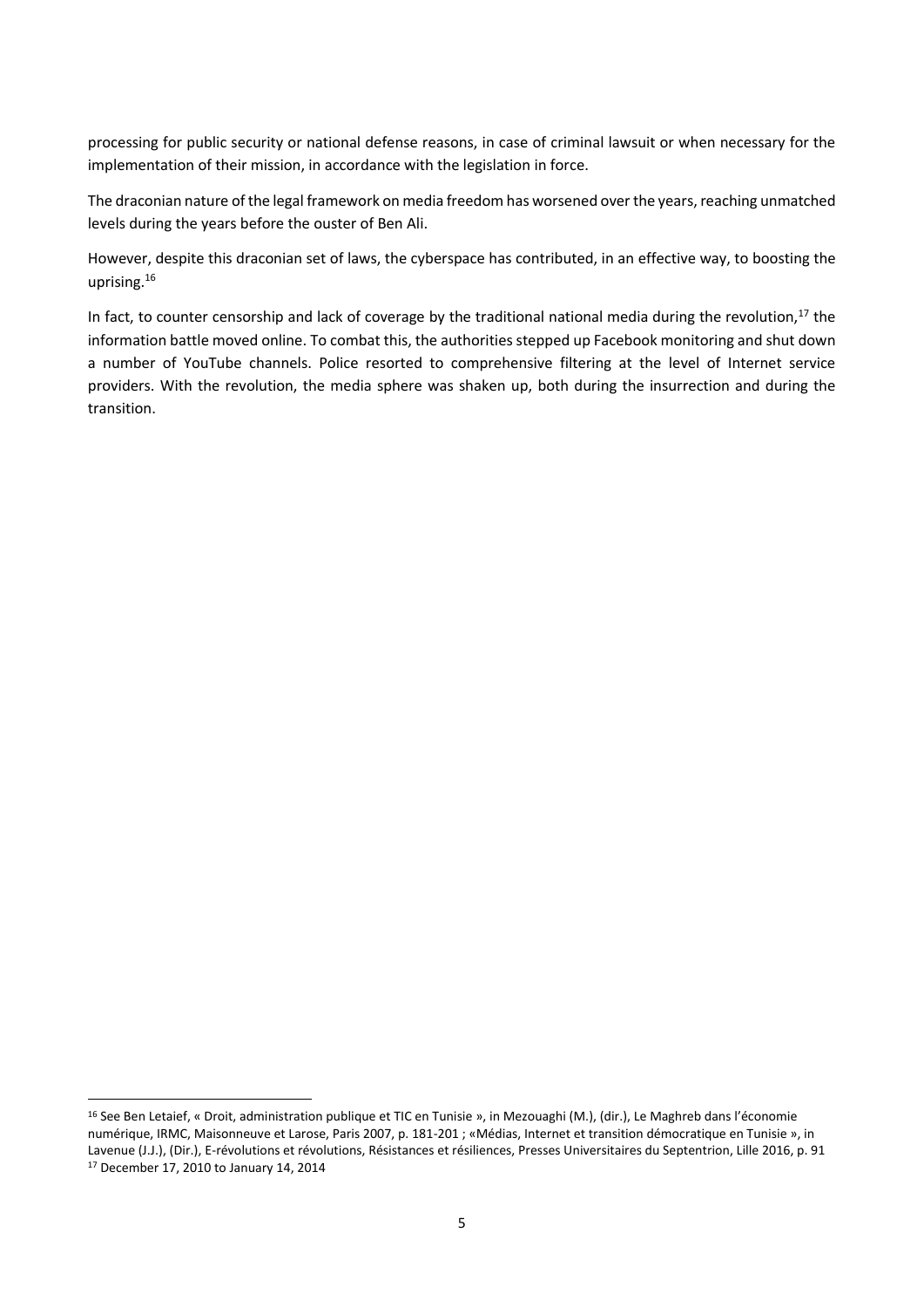processing for public security or national defense reasons, in case of criminal lawsuit or when necessary for the implementation of their mission, in accordance with the legislation in force.

The draconian nature of the legal framework on media freedom has worsened over the years, reaching unmatched levels during the years before the ouster of Ben Ali.

However, despite this draconian set of laws, the cyberspace has contributed, in an effective way, to boosting the uprising.[16]

In fact, to counter censorship and lack of coverage by the traditional national media during the revolution,[17] the information battle moved online. To combat this, the authorities stepped up Facebook monitoring and shut down a number of YouTube channels. Police resorted to comprehensive filtering at the level of Internet service providers. With the revolution, the media sphere was shaken up, both during the insurrection and during the transition.

---

[16] See Ben Letaief, « Droit, administration publique et TIC en Tunisie », in Mezouaghi (M.), (dir.), Le Maghreb dans l'économie numérique, IRMC, Maisonneuve et Larose, Paris 2007, p. 181-201 ; «Médias, Internet et transition démocratique en Tunisie », in Lavenue (J.J.), (Dir.), E-révolutions et révolutions, Résistances et résiliences, Presses Universitaires du Septentrion, Lille 2016, p. 91

[17] December 17, 2010 to January 14, 2014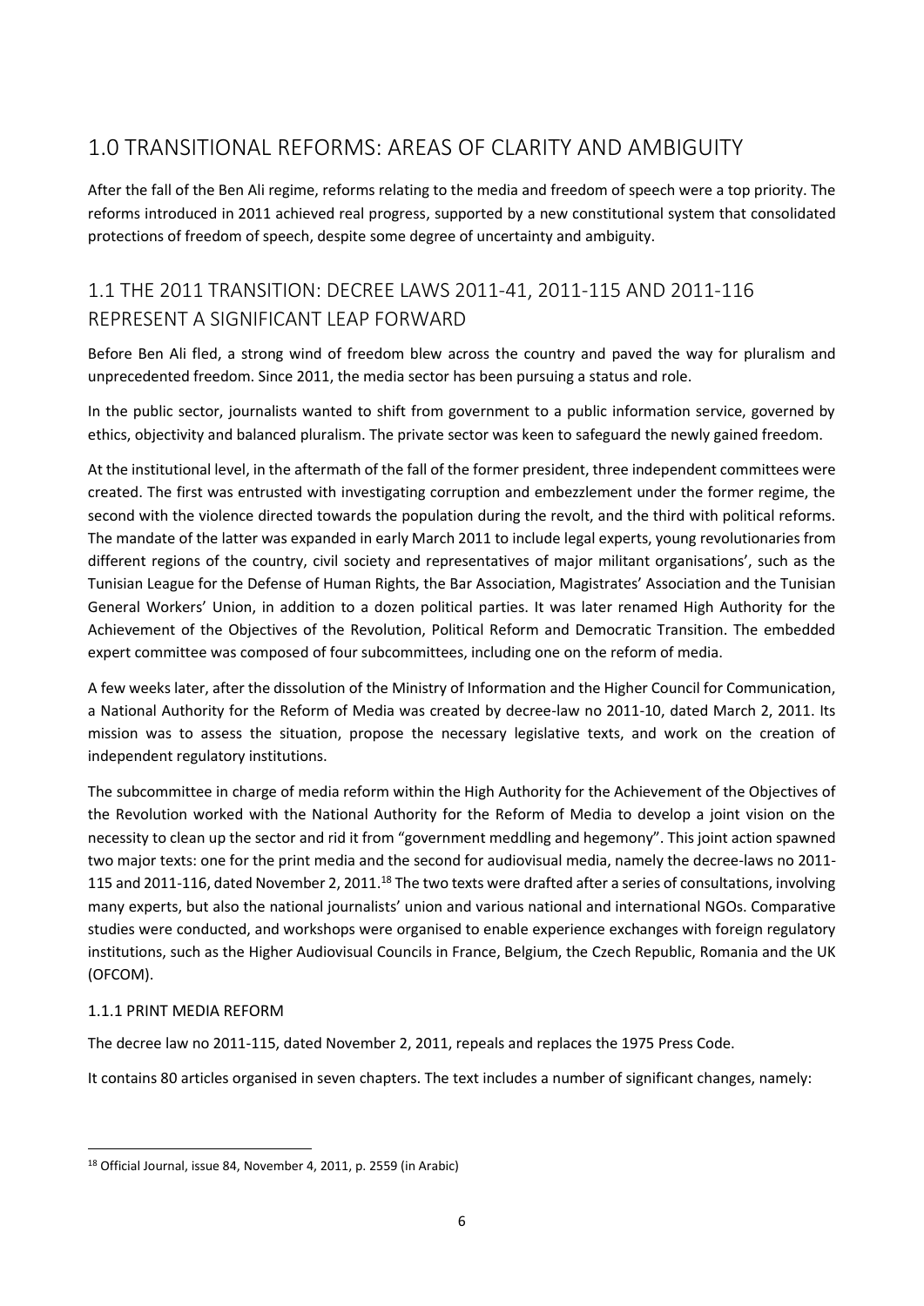# 1.0 TRANSITIONAL REFORMS: AREAS OF CLARITY AND AMBIGUITY

After the fall of the Ben Ali regime, reforms relating to the media and freedom of speech were a top priority. The reforms introduced in 2011 achieved real progress, supported by a new constitutional system that consolidated protections of freedom of speech, despite some degree of uncertainty and ambiguity.

## 1.1 THE 2011 TRANSITION: DECREE LAWS 2011-41, 2011-115 AND 2011-116 REPRESENT A SIGNIFICANT LEAP FORWARD

Before Ben Ali fled, a strong wind of freedom blew across the country and paved the way for pluralism and unprecedented freedom. Since 2011, the media sector has been pursuing a status and role.

In the public sector, journalists wanted to shift from government to a public information service, governed by ethics, objectivity and balanced pluralism. The private sector was keen to safeguard the newly gained freedom.

At the institutional level, in the aftermath of the fall of the former president, three independent committees were created. The first was entrusted with investigating corruption and embezzlement under the former regime, the second with the violence directed towards the population during the revolt, and the third with political reforms. The mandate of the latter was expanded in early March 2011 to include legal experts, young revolutionaries from different regions of the country, civil society and representatives of major militant organisations', such as the Tunisian League for the Defense of Human Rights, the Bar Association, Magistrates' Association and the Tunisian General Workers' Union, in addition to a dozen political parties. It was later renamed High Authority for the Achievement of the Objectives of the Revolution, Political Reform and Democratic Transition. The embedded expert committee was composed of four subcommittees, including one on the reform of media.

A few weeks later, after the dissolution of the Ministry of Information and the Higher Council for Communication, a National Authority for the Reform of Media was created by decree-law no 2011-10, dated March 2, 2011. Its mission was to assess the situation, propose the necessary legislative texts, and work on the creation of independent regulatory institutions.

The subcommittee in charge of media reform within the High Authority for the Achievement of the Objectives of the Revolution worked with the National Authority for the Reform of Media to develop a joint vision on the necessity to clean up the sector and rid it from "government meddling and hegemony". This joint action spawned two major texts: one for the print media and the second for audiovisual media, namely the decree-laws no 2011-115 and 2011-116, dated November 2, 2011.[18] The two texts were drafted after a series of consultations, involving many experts, but also the national journalists' union and various national and international NGOs. Comparative studies were conducted, and workshops were organised to enable experience exchanges with foreign regulatory institutions, such as the Higher Audiovisual Councils in France, Belgium, the Czech Republic, Romania and the UK (OFCOM).

### 1.1.1 PRINT MEDIA REFORM

The decree law no 2011-115, dated November 2, 2011, repeals and replaces the 1975 Press Code.

It contains 80 articles organised in seven chapters. The text includes a number of significant changes, namely:

[18] Official Journal, issue 84, November 4, 2011, p. 2559 (in Arabic)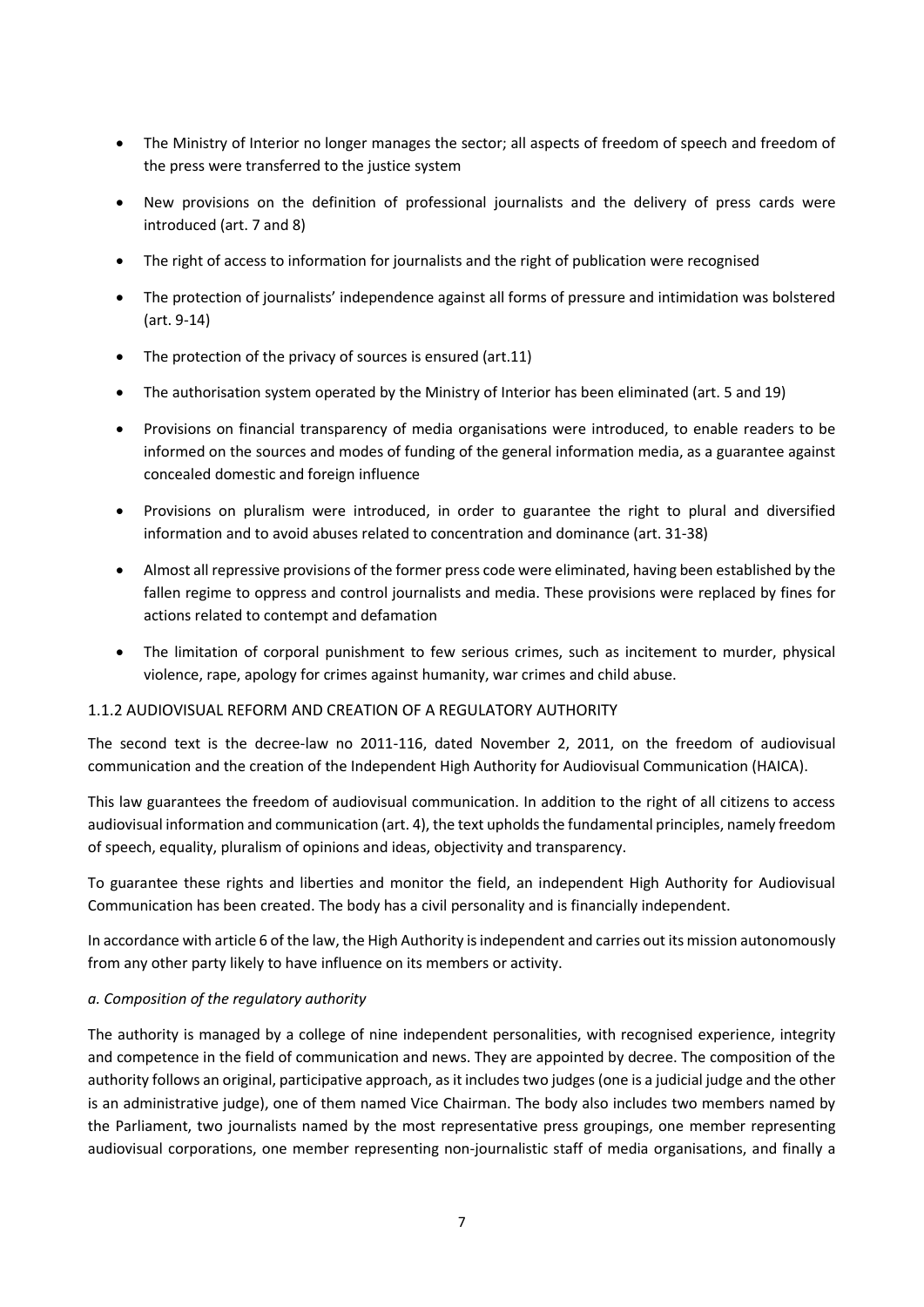- The Ministry of Interior no longer manages the sector; all aspects of freedom of speech and freedom of the press were transferred to the justice system
- New provisions on the definition of professional journalists and the delivery of press cards were introduced (art. 7 and 8)
- The right of access to information for journalists and the right of publication were recognised
- The protection of journalists' independence against all forms of pressure and intimidation was bolstered (art. 9-14)
- The protection of the privacy of sources is ensured (art.11)
- The authorisation system operated by the Ministry of Interior has been eliminated (art. 5 and 19)
- Provisions on financial transparency of media organisations were introduced, to enable readers to be informed on the sources and modes of funding of the general information media, as a guarantee against concealed domestic and foreign influence
- Provisions on pluralism were introduced, in order to guarantee the right to plural and diversified information and to avoid abuses related to concentration and dominance (art. 31-38)
- Almost all repressive provisions of the former press code were eliminated, having been established by the fallen regime to oppress and control journalists and media. These provisions were replaced by fines for actions related to contempt and defamation
- The limitation of corporal punishment to few serious crimes, such as incitement to murder, physical violence, rape, apology for crimes against humanity, war crimes and child abuse.

### 1.1.2 AUDIOVISUAL REFORM AND CREATION OF A REGULATORY AUTHORITY

The second text is the decree-law no 2011-116, dated November 2, 2011, on the freedom of audiovisual communication and the creation of the Independent High Authority for Audiovisual Communication (HAICA).

This law guarantees the freedom of audiovisual communication. In addition to the right of all citizens to access audiovisual information and communication (art. 4), the text upholds the fundamental principles, namely freedom of speech, equality, pluralism of opinions and ideas, objectivity and transparency.

To guarantee these rights and liberties and monitor the field, an independent High Authority for Audiovisual Communication has been created. The body has a civil personality and is financially independent.

In accordance with article 6 of the law, the High Authority is independent and carries out its mission autonomously from any other party likely to have influence on its members or activity.

*a. Composition of the regulatory authority*

The authority is managed by a college of nine independent personalities, with recognised experience, integrity and competence in the field of communication and news. They are appointed by decree. The composition of the authority follows an original, participative approach, as it includes two judges (one is a judicial judge and the other is an administrative judge), one of them named Vice Chairman. The body also includes two members named by the Parliament, two journalists named by the most representative press groupings, one member representing audiovisual corporations, one member representing non-journalistic staff of media organisations, and finally a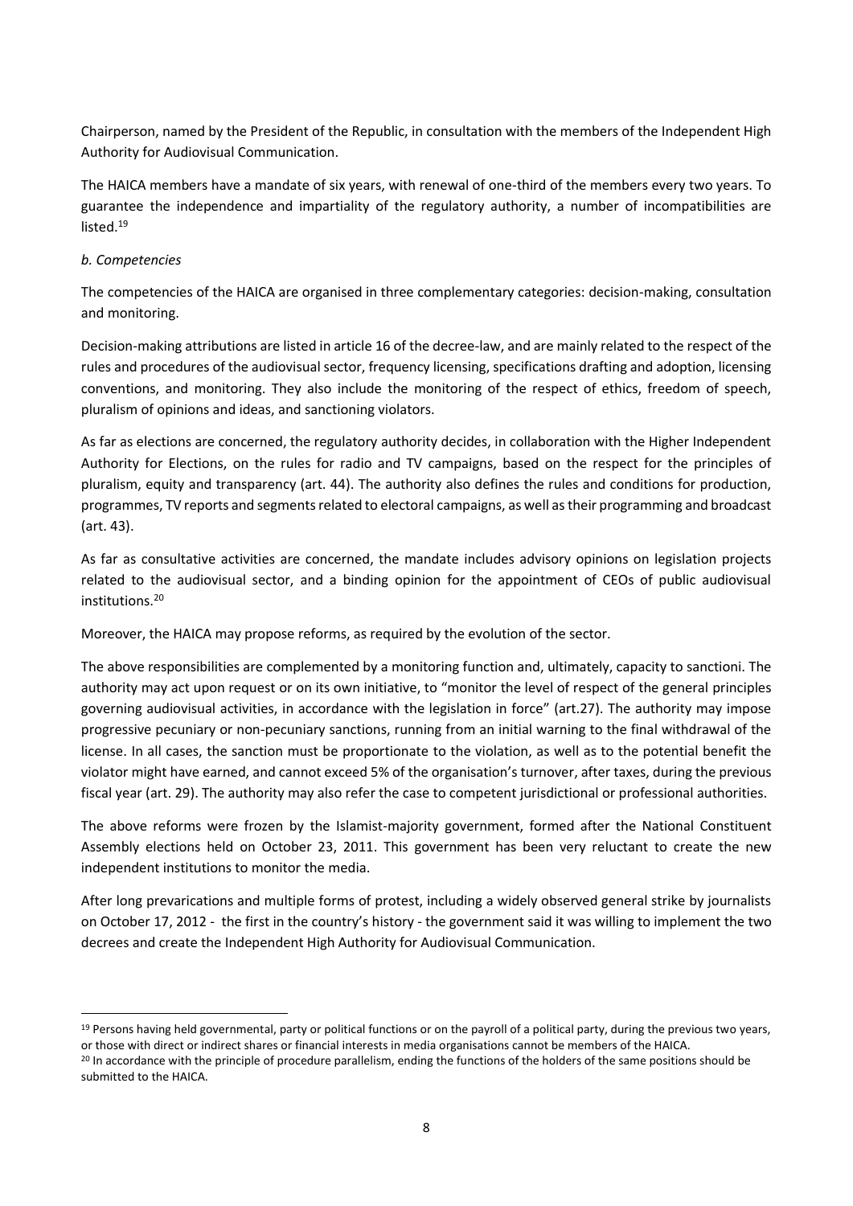Chairperson, named by the President of the Republic, in consultation with the members of the Independent High Authority for Audiovisual Communication.

The HAICA members have a mandate of six years, with renewal of one-third of the members every two years. To guarantee the independence and impartiality of the regulatory authority, a number of incompatibilities are listed.[19]

*b. Competencies*

The competencies of the HAICA are organised in three complementary categories: decision-making, consultation and monitoring.

Decision-making attributions are listed in article 16 of the decree-law, and are mainly related to the respect of the rules and procedures of the audiovisual sector, frequency licensing, specifications drafting and adoption, licensing conventions, and monitoring. They also include the monitoring of the respect of ethics, freedom of speech, pluralism of opinions and ideas, and sanctioning violators.

As far as elections are concerned, the regulatory authority decides, in collaboration with the Higher Independent Authority for Elections, on the rules for radio and TV campaigns, based on the respect for the principles of pluralism, equity and transparency (art. 44). The authority also defines the rules and conditions for production, programmes, TV reports and segments related to electoral campaigns, as well as their programming and broadcast (art. 43).

As far as consultative activities are concerned, the mandate includes advisory opinions on legislation projects related to the audiovisual sector, and a binding opinion for the appointment of CEOs of public audiovisual institutions.[20]

Moreover, the HAICA may propose reforms, as required by the evolution of the sector.

The above responsibilities are complemented by a monitoring function and, ultimately, capacity to sanctioni. The authority may act upon request or on its own initiative, to "monitor the level of respect of the general principles governing audiovisual activities, in accordance with the legislation in force" (art.27). The authority may impose progressive pecuniary or non-pecuniary sanctions, running from an initial warning to the final withdrawal of the license. In all cases, the sanction must be proportionate to the violation, as well as to the potential benefit the violator might have earned, and cannot exceed 5% of the organisation's turnover, after taxes, during the previous fiscal year (art. 29). The authority may also refer the case to competent jurisdictional or professional authorities.

The above reforms were frozen by the Islamist-majority government, formed after the National Constituent Assembly elections held on October 23, 2011. This government has been very reluctant to create the new independent institutions to monitor the media.

After long prevarications and multiple forms of protest, including a widely observed general strike by journalists on October 17, 2012 - the first in the country's history - the government said it was willing to implement the two decrees and create the Independent High Authority for Audiovisual Communication.

---

[19] Persons having held governmental, party or political functions or on the payroll of a political party, during the previous two years, or those with direct or indirect shares or financial interests in media organisations cannot be members of the HAICA.

[20] In accordance with the principle of procedure parallelism, ending the functions of the holders of the same positions should be submitted to the HAICA.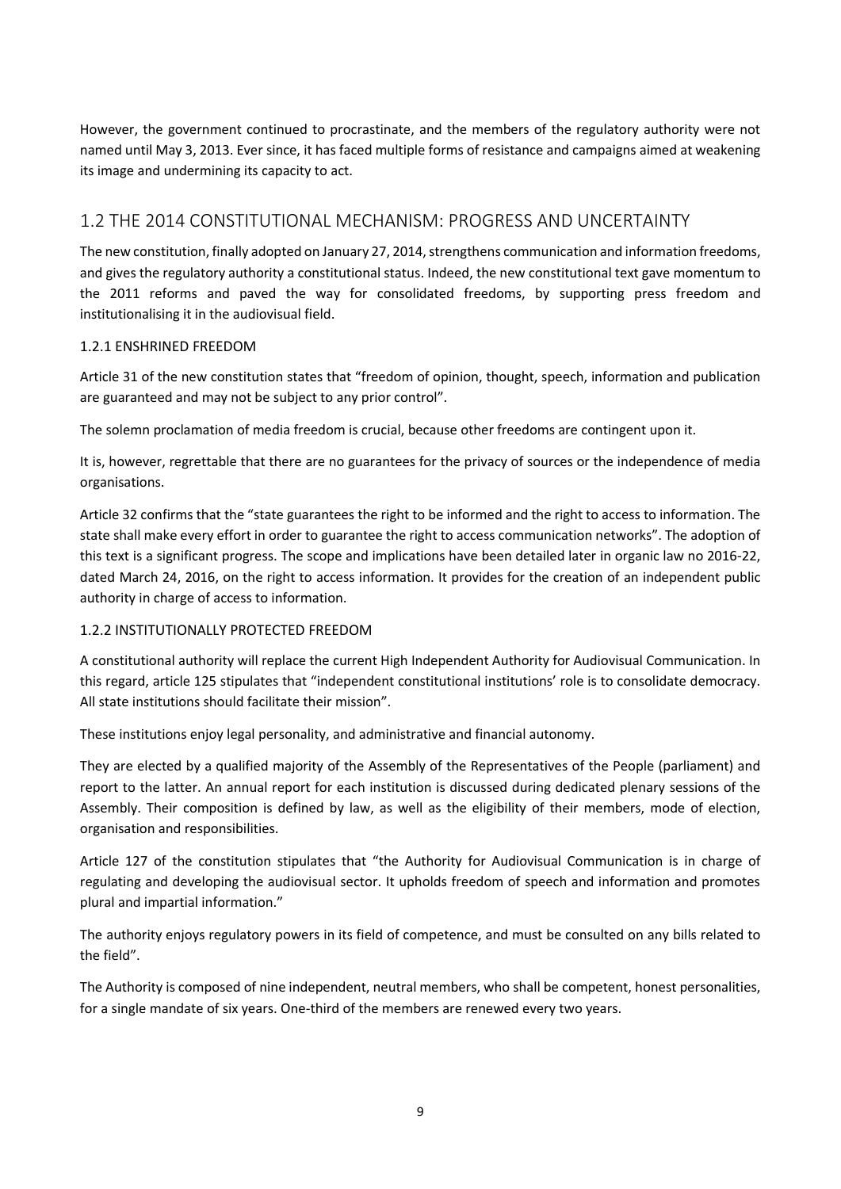However, the government continued to procrastinate, and the members of the regulatory authority were not named until May 3, 2013. Ever since, it has faced multiple forms of resistance and campaigns aimed at weakening its image and undermining its capacity to act.

## 1.2 THE 2014 CONSTITUTIONAL MECHANISM: PROGRESS AND UNCERTAINTY

The new constitution, finally adopted on January 27, 2014, strengthens communication and information freedoms, and gives the regulatory authority a constitutional status. Indeed, the new constitutional text gave momentum to the 2011 reforms and paved the way for consolidated freedoms, by supporting press freedom and institutionalising it in the audiovisual field.

### 1.2.1 ENSHRINED FREEDOM

Article 31 of the new constitution states that "freedom of opinion, thought, speech, information and publication are guaranteed and may not be subject to any prior control".

The solemn proclamation of media freedom is crucial, because other freedoms are contingent upon it.

It is, however, regrettable that there are no guarantees for the privacy of sources or the independence of media organisations.

Article 32 confirms that the "state guarantees the right to be informed and the right to access to information. The state shall make every effort in order to guarantee the right to access communication networks". The adoption of this text is a significant progress. The scope and implications have been detailed later in organic law no 2016-22, dated March 24, 2016, on the right to access information. It provides for the creation of an independent public authority in charge of access to information.

### 1.2.2 INSTITUTIONALLY PROTECTED FREEDOM

A constitutional authority will replace the current High Independent Authority for Audiovisual Communication. In this regard, article 125 stipulates that "independent constitutional institutions' role is to consolidate democracy. All state institutions should facilitate their mission".

These institutions enjoy legal personality, and administrative and financial autonomy.

They are elected by a qualified majority of the Assembly of the Representatives of the People (parliament) and report to the latter. An annual report for each institution is discussed during dedicated plenary sessions of the Assembly. Their composition is defined by law, as well as the eligibility of their members, mode of election, organisation and responsibilities.

Article 127 of the constitution stipulates that "the Authority for Audiovisual Communication is in charge of regulating and developing the audiovisual sector. It upholds freedom of speech and information and promotes plural and impartial information."

The authority enjoys regulatory powers in its field of competence, and must be consulted on any bills related to the field".

The Authority is composed of nine independent, neutral members, who shall be competent, honest personalities, for a single mandate of six years. One-third of the members are renewed every two years.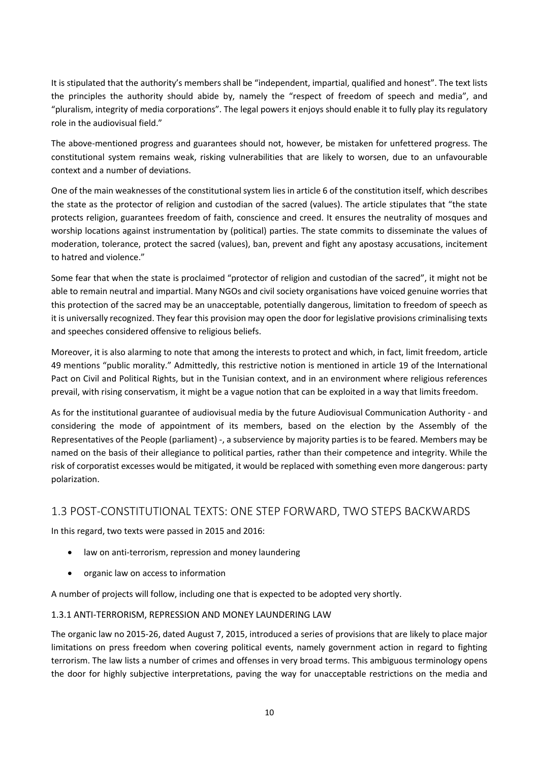It is stipulated that the authority's members shall be "independent, impartial, qualified and honest". The text lists the principles the authority should abide by, namely the "respect of freedom of speech and media", and "pluralism, integrity of media corporations". The legal powers it enjoys should enable it to fully play its regulatory role in the audiovisual field."

The above-mentioned progress and guarantees should not, however, be mistaken for unfettered progress. The constitutional system remains weak, risking vulnerabilities that are likely to worsen, due to an unfavourable context and a number of deviations.

One of the main weaknesses of the constitutional system lies in article 6 of the constitution itself, which describes the state as the protector of religion and custodian of the sacred (values). The article stipulates that "the state protects religion, guarantees freedom of faith, conscience and creed. It ensures the neutrality of mosques and worship locations against instrumentation by (political) parties. The state commits to disseminate the values of moderation, tolerance, protect the sacred (values), ban, prevent and fight any apostasy accusations, incitement to hatred and violence."

Some fear that when the state is proclaimed "protector of religion and custodian of the sacred", it might not be able to remain neutral and impartial. Many NGOs and civil society organisations have voiced genuine worries that this protection of the sacred may be an unacceptable, potentially dangerous, limitation to freedom of speech as it is universally recognized. They fear this provision may open the door for legislative provisions criminalising texts and speeches considered offensive to religious beliefs.

Moreover, it is also alarming to note that among the interests to protect and which, in fact, limit freedom, article 49 mentions "public morality." Admittedly, this restrictive notion is mentioned in article 19 of the International Pact on Civil and Political Rights, but in the Tunisian context, and in an environment where religious references prevail, with rising conservatism, it might be a vague notion that can be exploited in a way that limits freedom.

As for the institutional guarantee of audiovisual media by the future Audiovisual Communication Authority - and considering the mode of appointment of its members, based on the election by the Assembly of the Representatives of the People (parliament) -, a subservience by majority parties is to be feared. Members may be named on the basis of their allegiance to political parties, rather than their competence and integrity. While the risk of corporatist excesses would be mitigated, it would be replaced with something even more dangerous: party polarization.

## 1.3 POST-CONSTITUTIONAL TEXTS: ONE STEP FORWARD, TWO STEPS BACKWARDS

In this regard, two texts were passed in 2015 and 2016:

- law on anti-terrorism, repression and money laundering
- organic law on access to information

A number of projects will follow, including one that is expected to be adopted very shortly.

### 1.3.1 ANTI-TERRORISM, REPRESSION AND MONEY LAUNDERING LAW

The organic law no 2015-26, dated August 7, 2015, introduced a series of provisions that are likely to place major limitations on press freedom when covering political events, namely government action in regard to fighting terrorism. The law lists a number of crimes and offenses in very broad terms. This ambiguous terminology opens the door for highly subjective interpretations, paving the way for unacceptable restrictions on the media and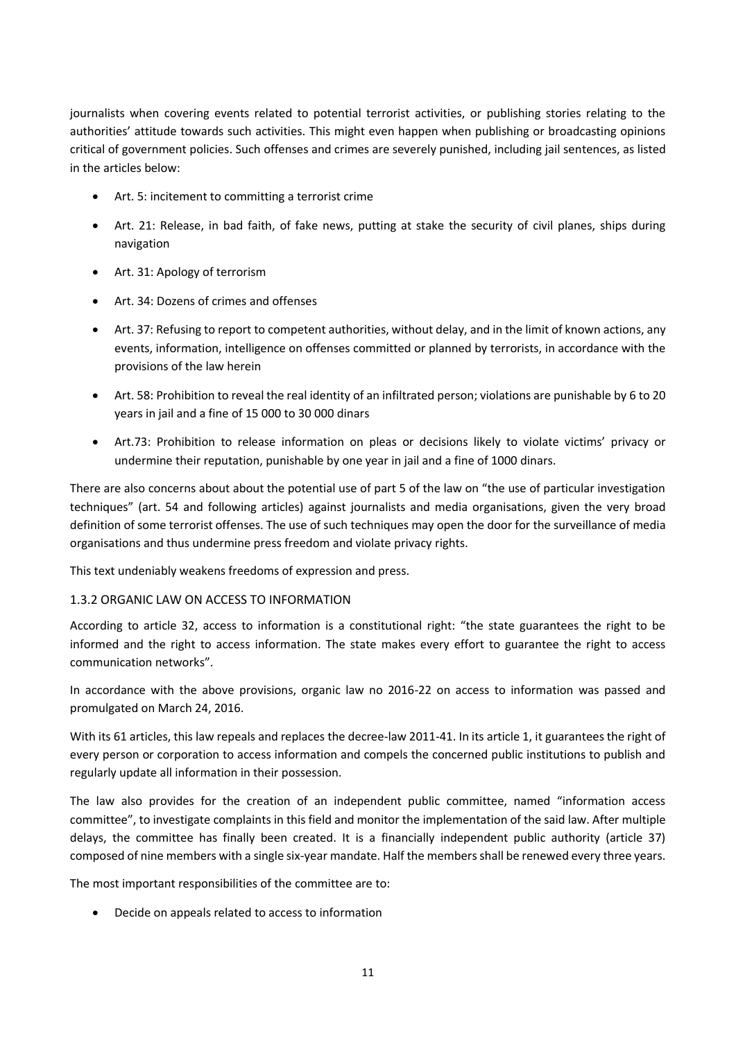journalists when covering events related to potential terrorist activities, or publishing stories relating to the authorities' attitude towards such activities. This might even happen when publishing or broadcasting opinions critical of government policies. Such offenses and crimes are severely punished, including jail sentences, as listed in the articles below:

- Art. 5: incitement to committing a terrorist crime
- Art. 21: Release, in bad faith, of fake news, putting at stake the security of civil planes, ships during navigation
- Art. 31: Apology of terrorism
- Art. 34: Dozens of crimes and offenses
- Art. 37: Refusing to report to competent authorities, without delay, and in the limit of known actions, any events, information, intelligence on offenses committed or planned by terrorists, in accordance with the provisions of the law herein
- Art. 58: Prohibition to reveal the real identity of an infiltrated person; violations are punishable by 6 to 20 years in jail and a fine of 15 000 to 30 000 dinars
- Art.73: Prohibition to release information on pleas or decisions likely to violate victims' privacy or undermine their reputation, punishable by one year in jail and a fine of 1000 dinars.

There are also concerns about about the potential use of part 5 of the law on "the use of particular investigation techniques" (art. 54 and following articles) against journalists and media organisations, given the very broad definition of some terrorist offenses. The use of such techniques may open the door for the surveillance of media organisations and thus undermine press freedom and violate privacy rights.

This text undeniably weakens freedoms of expression and press.

### 1.3.2 ORGANIC LAW ON ACCESS TO INFORMATION

According to article 32, access to information is a constitutional right: "the state guarantees the right to be informed and the right to access information. The state makes every effort to guarantee the right to access communication networks".

In accordance with the above provisions, organic law no 2016-22 on access to information was passed and promulgated on March 24, 2016.

With its 61 articles, this law repeals and replaces the decree-law 2011-41. In its article 1, it guarantees the right of every person or corporation to access information and compels the concerned public institutions to publish and regularly update all information in their possession.

The law also provides for the creation of an independent public committee, named "information access committee", to investigate complaints in this field and monitor the implementation of the said law. After multiple delays, the committee has finally been created. It is a financially independent public authority (article 37) composed of nine members with a single six-year mandate. Half the members shall be renewed every three years.

The most important responsibilities of the committee are to:

- Decide on appeals related to access to information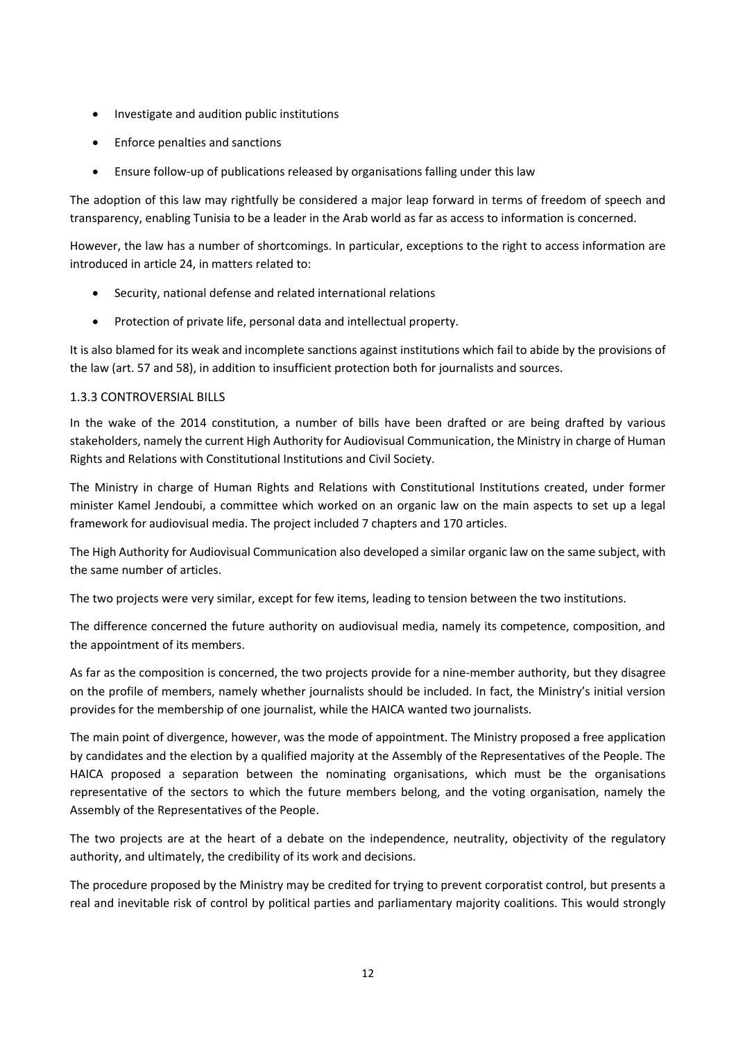- Investigate and audition public institutions
- Enforce penalties and sanctions
- Ensure follow-up of publications released by organisations falling under this law

The adoption of this law may rightfully be considered a major leap forward in terms of freedom of speech and transparency, enabling Tunisia to be a leader in the Arab world as far as access to information is concerned.

However, the law has a number of shortcomings. In particular, exceptions to the right to access information are introduced in article 24, in matters related to:

- Security, national defense and related international relations
- Protection of private life, personal data and intellectual property.

It is also blamed for its weak and incomplete sanctions against institutions which fail to abide by the provisions of the law (art. 57 and 58), in addition to insufficient protection both for journalists and sources.

### 1.3.3 CONTROVERSIAL BILLS

In the wake of the 2014 constitution, a number of bills have been drafted or are being drafted by various stakeholders, namely the current High Authority for Audiovisual Communication, the Ministry in charge of Human Rights and Relations with Constitutional Institutions and Civil Society.

The Ministry in charge of Human Rights and Relations with Constitutional Institutions created, under former minister Kamel Jendoubi, a committee which worked on an organic law on the main aspects to set up a legal framework for audiovisual media. The project included 7 chapters and 170 articles.

The High Authority for Audiovisual Communication also developed a similar organic law on the same subject, with the same number of articles.

The two projects were very similar, except for few items, leading to tension between the two institutions.

The difference concerned the future authority on audiovisual media, namely its competence, composition, and the appointment of its members.

As far as the composition is concerned, the two projects provide for a nine-member authority, but they disagree on the profile of members, namely whether journalists should be included. In fact, the Ministry's initial version provides for the membership of one journalist, while the HAICA wanted two journalists.

The main point of divergence, however, was the mode of appointment. The Ministry proposed a free application by candidates and the election by a qualified majority at the Assembly of the Representatives of the People. The HAICA proposed a separation between the nominating organisations, which must be the organisations representative of the sectors to which the future members belong, and the voting organisation, namely the Assembly of the Representatives of the People.

The two projects are at the heart of a debate on the independence, neutrality, objectivity of the regulatory authority, and ultimately, the credibility of its work and decisions.

The procedure proposed by the Ministry may be credited for trying to prevent corporatist control, but presents a real and inevitable risk of control by political parties and parliamentary majority coalitions. This would strongly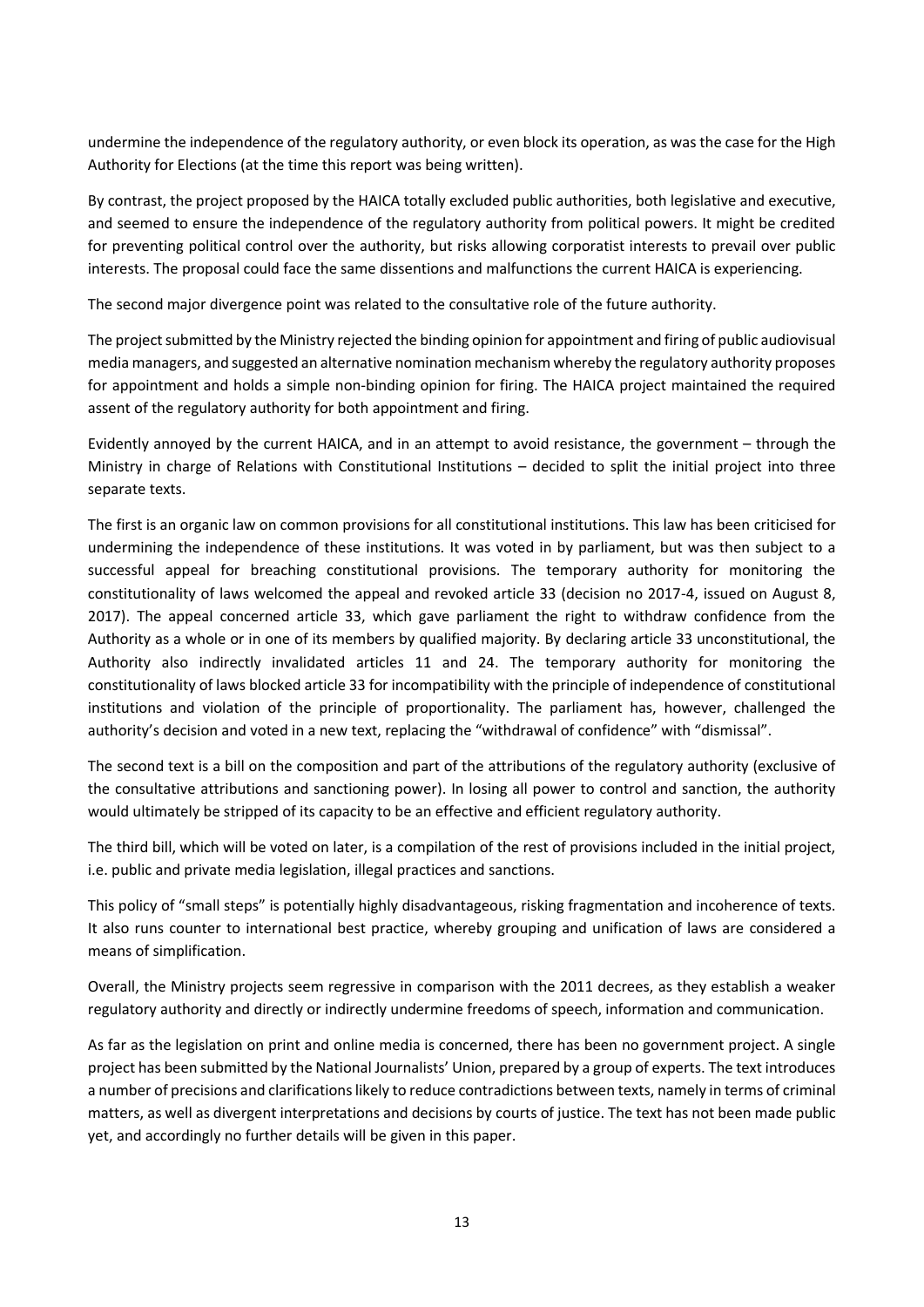undermine the independence of the regulatory authority, or even block its operation, as was the case for the High Authority for Elections (at the time this report was being written).

By contrast, the project proposed by the HAICA totally excluded public authorities, both legislative and executive, and seemed to ensure the independence of the regulatory authority from political powers. It might be credited for preventing political control over the authority, but risks allowing corporatist interests to prevail over public interests. The proposal could face the same dissentions and malfunctions the current HAICA is experiencing.

The second major divergence point was related to the consultative role of the future authority.

The project submitted by the Ministry rejected the binding opinion for appointment and firing of public audiovisual media managers, and suggested an alternative nomination mechanism whereby the regulatory authority proposes for appointment and holds a simple non-binding opinion for firing. The HAICA project maintained the required assent of the regulatory authority for both appointment and firing.

Evidently annoyed by the current HAICA, and in an attempt to avoid resistance, the government – through the Ministry in charge of Relations with Constitutional Institutions – decided to split the initial project into three separate texts.

The first is an organic law on common provisions for all constitutional institutions. This law has been criticised for undermining the independence of these institutions. It was voted in by parliament, but was then subject to a successful appeal for breaching constitutional provisions. The temporary authority for monitoring the constitutionality of laws welcomed the appeal and revoked article 33 (decision no 2017-4, issued on August 8, 2017). The appeal concerned article 33, which gave parliament the right to withdraw confidence from the Authority as a whole or in one of its members by qualified majority. By declaring article 33 unconstitutional, the Authority also indirectly invalidated articles 11 and 24. The temporary authority for monitoring the constitutionality of laws blocked article 33 for incompatibility with the principle of independence of constitutional institutions and violation of the principle of proportionality. The parliament has, however, challenged the authority's decision and voted in a new text, replacing the "withdrawal of confidence" with "dismissal".

The second text is a bill on the composition and part of the attributions of the regulatory authority (exclusive of the consultative attributions and sanctioning power). In losing all power to control and sanction, the authority would ultimately be stripped of its capacity to be an effective and efficient regulatory authority.

The third bill, which will be voted on later, is a compilation of the rest of provisions included in the initial project, i.e. public and private media legislation, illegal practices and sanctions.

This policy of "small steps" is potentially highly disadvantageous, risking fragmentation and incoherence of texts. It also runs counter to international best practice, whereby grouping and unification of laws are considered a means of simplification.

Overall, the Ministry projects seem regressive in comparison with the 2011 decrees, as they establish a weaker regulatory authority and directly or indirectly undermine freedoms of speech, information and communication.

As far as the legislation on print and online media is concerned, there has been no government project. A single project has been submitted by the National Journalists' Union, prepared by a group of experts. The text introduces a number of precisions and clarifications likely to reduce contradictions between texts, namely in terms of criminal matters, as well as divergent interpretations and decisions by courts of justice. The text has not been made public yet, and accordingly no further details will be given in this paper.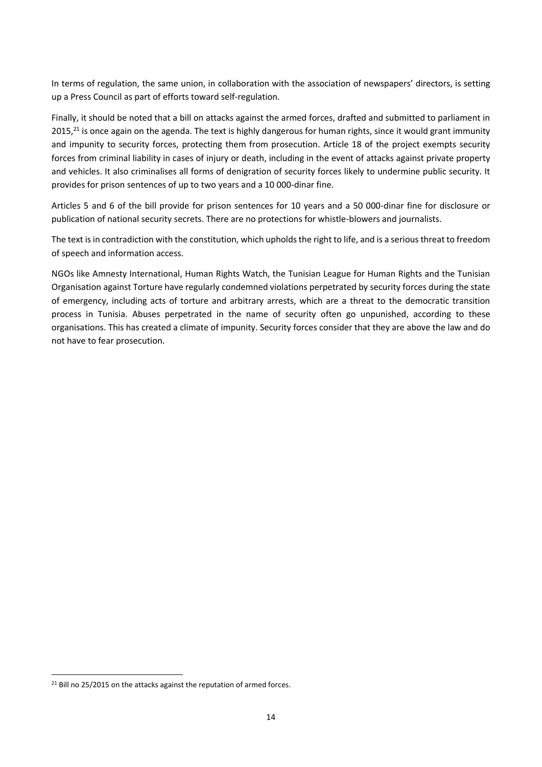In terms of regulation, the same union, in collaboration with the association of newspapers' directors, is setting up a Press Council as part of efforts toward self-regulation.

Finally, it should be noted that a bill on attacks against the armed forces, drafted and submitted to parliament in 2015,[21] is once again on the agenda. The text is highly dangerous for human rights, since it would grant immunity and impunity to security forces, protecting them from prosecution. Article 18 of the project exempts security forces from criminal liability in cases of injury or death, including in the event of attacks against private property and vehicles. It also criminalises all forms of denigration of security forces likely to undermine public security. It provides for prison sentences of up to two years and a 10 000-dinar fine.

Articles 5 and 6 of the bill provide for prison sentences for 10 years and a 50 000-dinar fine for disclosure or publication of national security secrets. There are no protections for whistle-blowers and journalists.

The text is in contradiction with the constitution, which upholds the right to life, and is a serious threat to freedom of speech and information access.

NGOs like Amnesty International, Human Rights Watch, the Tunisian League for Human Rights and the Tunisian Organisation against Torture have regularly condemned violations perpetrated by security forces during the state of emergency, including acts of torture and arbitrary arrests, which are a threat to the democratic transition process in Tunisia. Abuses perpetrated in the name of security often go unpunished, according to these organisations. This has created a climate of impunity. Security forces consider that they are above the law and do not have to fear prosecution.

[21] Bill no 25/2015 on the attacks against the reputation of armed forces.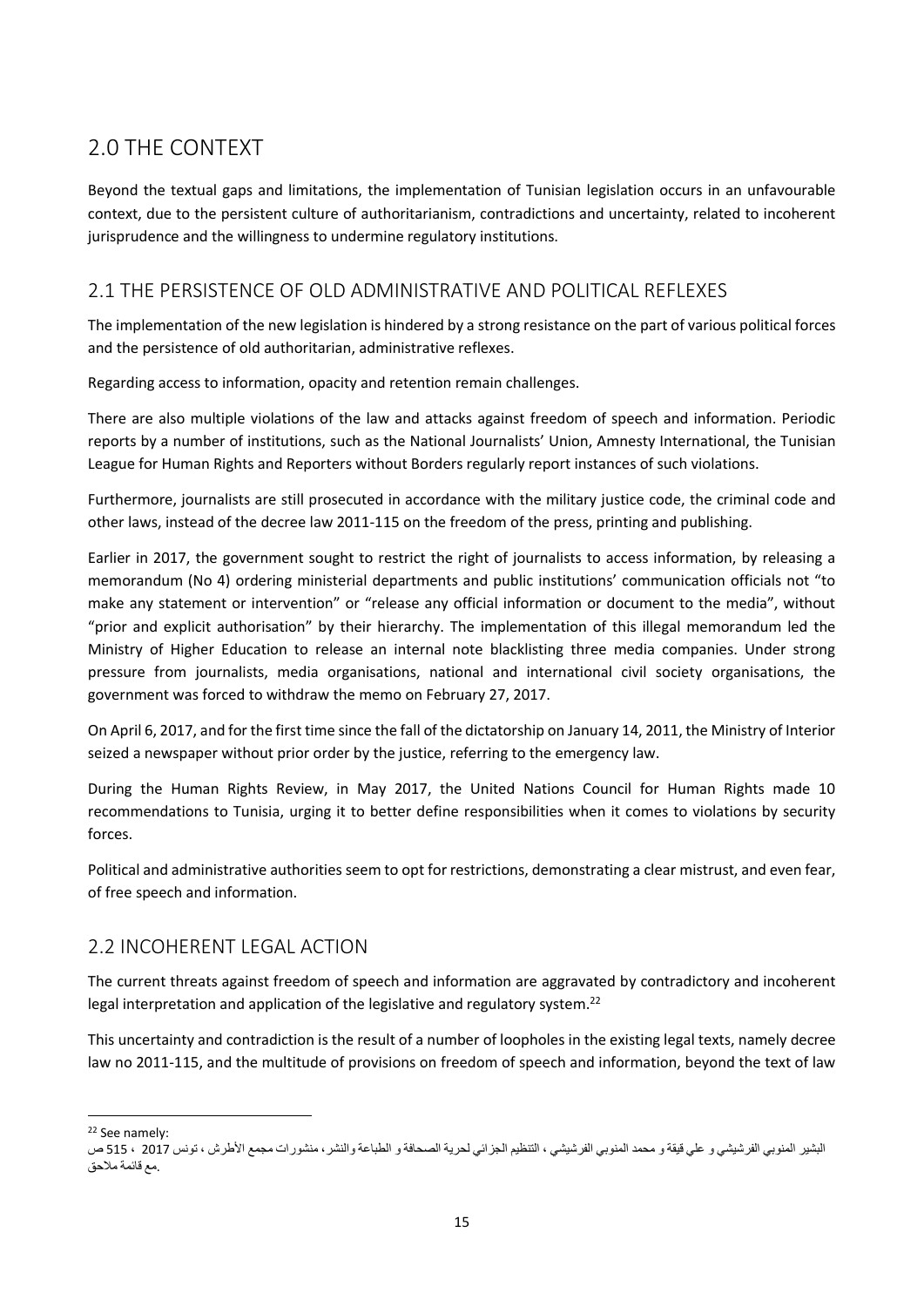## 2.0 THE CONTEXT

Beyond the textual gaps and limitations, the implementation of Tunisian legislation occurs in an unfavourable context, due to the persistent culture of authoritarianism, contradictions and uncertainty, related to incoherent jurisprudence and the willingness to undermine regulatory institutions.

### 2.1 THE PERSISTENCE OF OLD ADMINISTRATIVE AND POLITICAL REFLEXES

The implementation of the new legislation is hindered by a strong resistance on the part of various political forces and the persistence of old authoritarian, administrative reflexes.

Regarding access to information, opacity and retention remain challenges.

There are also multiple violations of the law and attacks against freedom of speech and information. Periodic reports by a number of institutions, such as the National Journalists' Union, Amnesty International, the Tunisian League for Human Rights and Reporters without Borders regularly report instances of such violations.

Furthermore, journalists are still prosecuted in accordance with the military justice code, the criminal code and other laws, instead of the decree law 2011-115 on the freedom of the press, printing and publishing.

Earlier in 2017, the government sought to restrict the right of journalists to access information, by releasing a memorandum (No 4) ordering ministerial departments and public institutions' communication officials not "to make any statement or intervention" or "release any official information or document to the media", without "prior and explicit authorisation" by their hierarchy. The implementation of this illegal memorandum led the Ministry of Higher Education to release an internal note blacklisting three media companies. Under strong pressure from journalists, media organisations, national and international civil society organisations, the government was forced to withdraw the memo on February 27, 2017.

On April 6, 2017, and for the first time since the fall of the dictatorship on January 14, 2011, the Ministry of Interior seized a newspaper without prior order by the justice, referring to the emergency law.

During the Human Rights Review, in May 2017, the United Nations Council for Human Rights made 10 recommendations to Tunisia, urging it to better define responsibilities when it comes to violations by security forces.

Political and administrative authorities seem to opt for restrictions, demonstrating a clear mistrust, and even fear, of free speech and information.

### 2.2 INCOHERENT LEGAL ACTION

The current threats against freedom of speech and information are aggravated by contradictory and incoherent legal interpretation and application of the legislative and regulatory system.[22]

This uncertainty and contradiction is the result of a number of loopholes in the existing legal texts, namely decree law no 2011-115, and the multitude of provisions on freedom of speech and information, beyond the text of law

---

[22] See namely:

البشير المنوبي الفرشيشي و علي قيقة و محمد المنوبي الفرشيشي ، التنظيم الجزائي لحرية الصحافة و الطباعة والنشر، منشورات مجمع الأطرش ، تونس 2017 ، 515 ص مع قائمة ملاحق.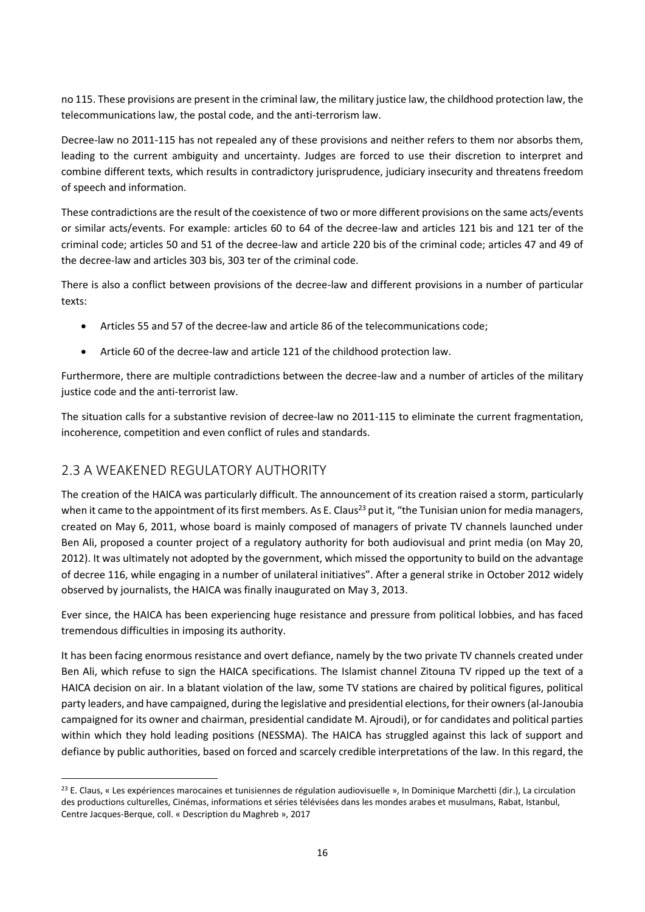no 115. These provisions are present in the criminal law, the military justice law, the childhood protection law, the telecommunications law, the postal code, and the anti-terrorism law.

Decree-law no 2011-115 has not repealed any of these provisions and neither refers to them nor absorbs them, leading to the current ambiguity and uncertainty. Judges are forced to use their discretion to interpret and combine different texts, which results in contradictory jurisprudence, judiciary insecurity and threatens freedom of speech and information.

These contradictions are the result of the coexistence of two or more different provisions on the same acts/events or similar acts/events. For example: articles 60 to 64 of the decree-law and articles 121 bis and 121 ter of the criminal code; articles 50 and 51 of the decree-law and article 220 bis of the criminal code; articles 47 and 49 of the decree-law and articles 303 bis, 303 ter of the criminal code.

There is also a conflict between provisions of the decree-law and different provisions in a number of particular texts:

- Articles 55 and 57 of the decree-law and article 86 of the telecommunications code;
- Article 60 of the decree-law and article 121 of the childhood protection law.

Furthermore, there are multiple contradictions between the decree-law and a number of articles of the military justice code and the anti-terrorist law.

The situation calls for a substantive revision of decree-law no 2011-115 to eliminate the current fragmentation, incoherence, competition and even conflict of rules and standards.

## 2.3 A WEAKENED REGULATORY AUTHORITY

The creation of the HAICA was particularly difficult. The announcement of its creation raised a storm, particularly when it came to the appointment of its first members. As E. Claus[23] put it, "the Tunisian union for media managers, created on May 6, 2011, whose board is mainly composed of managers of private TV channels launched under Ben Ali, proposed a counter project of a regulatory authority for both audiovisual and print media (on May 20, 2012). It was ultimately not adopted by the government, which missed the opportunity to build on the advantage of decree 116, while engaging in a number of unilateral initiatives". After a general strike in October 2012 widely observed by journalists, the HAICA was finally inaugurated on May 3, 2013.

Ever since, the HAICA has been experiencing huge resistance and pressure from political lobbies, and has faced tremendous difficulties in imposing its authority.

It has been facing enormous resistance and overt defiance, namely by the two private TV channels created under Ben Ali, which refuse to sign the HAICA specifications. The Islamist channel Zitouna TV ripped up the text of a HAICA decision on air. In a blatant violation of the law, some TV stations are chaired by political figures, political party leaders, and have campaigned, during the legislative and presidential elections, for their owners (al-Janoubia campaigned for its owner and chairman, presidential candidate M. Ajroudi), or for candidates and political parties within which they hold leading positions (NESSMA). The HAICA has struggled against this lack of support and defiance by public authorities, based on forced and scarcely credible interpretations of the law. In this regard, the

[23] E. Claus, « Les expériences marocaines et tunisiennes de régulation audiovisuelle », In Dominique Marchetti (dir.), La circulation des productions culturelles, Cinémas, informations et séries télévisées dans les mondes arabes et musulmans, Rabat, Istanbul, Centre Jacques-Berque, coll. « Description du Maghreb », 2017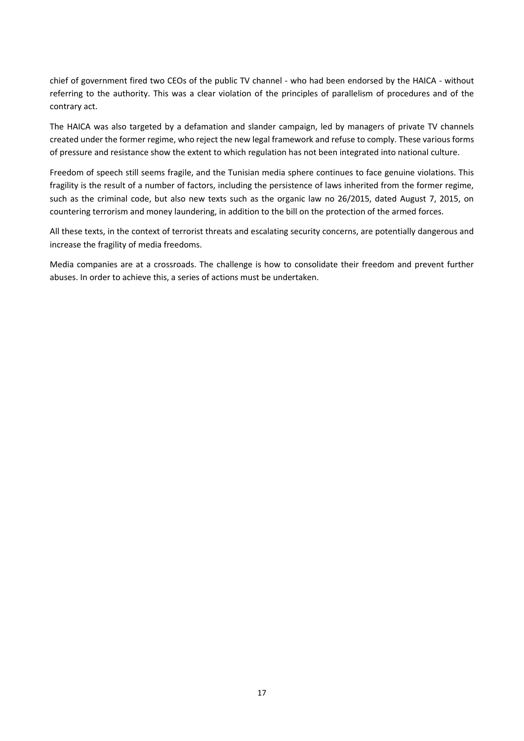chief of government fired two CEOs of the public TV channel - who had been endorsed by the HAICA - without referring to the authority. This was a clear violation of the principles of parallelism of procedures and of the contrary act.

The HAICA was also targeted by a defamation and slander campaign, led by managers of private TV channels created under the former regime, who reject the new legal framework and refuse to comply. These various forms of pressure and resistance show the extent to which regulation has not been integrated into national culture.

Freedom of speech still seems fragile, and the Tunisian media sphere continues to face genuine violations. This fragility is the result of a number of factors, including the persistence of laws inherited from the former regime, such as the criminal code, but also new texts such as the organic law no 26/2015, dated August 7, 2015, on countering terrorism and money laundering, in addition to the bill on the protection of the armed forces.

All these texts, in the context of terrorist threats and escalating security concerns, are potentially dangerous and increase the fragility of media freedoms.

Media companies are at a crossroads. The challenge is how to consolidate their freedom and prevent further abuses. In order to achieve this, a series of actions must be undertaken.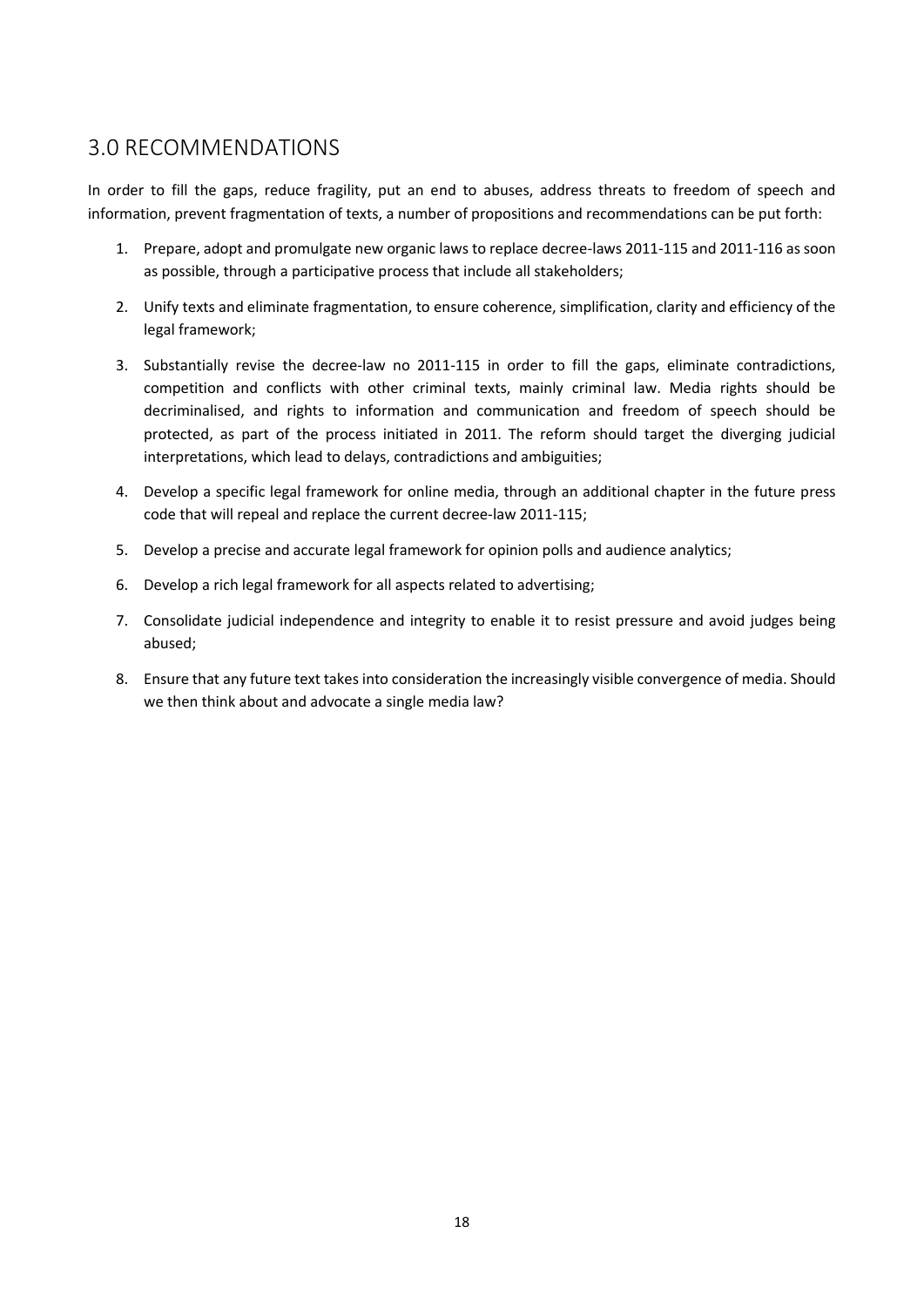## 3.0 RECOMMENDATIONS

In order to fill the gaps, reduce fragility, put an end to abuses, address threats to freedom of speech and information, prevent fragmentation of texts, a number of propositions and recommendations can be put forth:

1. Prepare, adopt and promulgate new organic laws to replace decree-laws 2011-115 and 2011-116 as soon as possible, through a participative process that include all stakeholders;
2. Unify texts and eliminate fragmentation, to ensure coherence, simplification, clarity and efficiency of the legal framework;
3. Substantially revise the decree-law no 2011-115 in order to fill the gaps, eliminate contradictions, competition and conflicts with other criminal texts, mainly criminal law. Media rights should be decriminalised, and rights to information and communication and freedom of speech should be protected, as part of the process initiated in 2011. The reform should target the diverging judicial interpretations, which lead to delays, contradictions and ambiguities;
4. Develop a specific legal framework for online media, through an additional chapter in the future press code that will repeal and replace the current decree-law 2011-115;
5. Develop a precise and accurate legal framework for opinion polls and audience analytics;
6. Develop a rich legal framework for all aspects related to advertising;
7. Consolidate judicial independence and integrity to enable it to resist pressure and avoid judges being abused;
8. Ensure that any future text takes into consideration the increasingly visible convergence of media. Should we then think about and advocate a single media law?